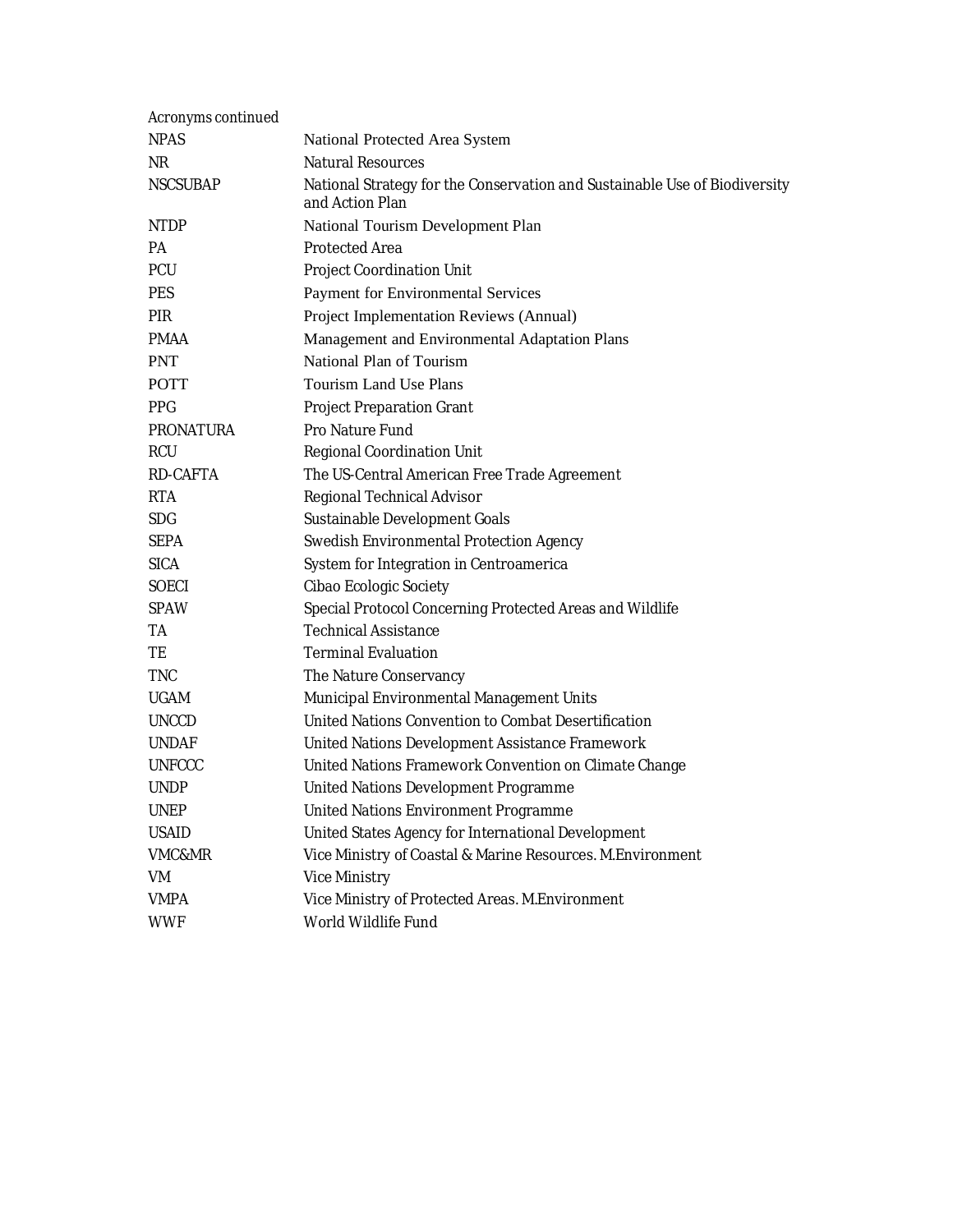*Acronyms continued*

| | |
|---|---|
| NPAS | National Protected Area System |
| NR | Natural Resources |
| NSCSUBAP | National Strategy for the Conservation and Sustainable Use of Biodiversity and Action Plan |
| NTDP | National Tourism Development Plan |
| PA | Protected Area |
| PCU | Project Coordination Unit |
| PES | Payment for Environmental Services |
| PIR | Project Implementation Reviews (Annual) |
| PMAA | Management and Environmental Adaptation Plans |
| PNT | National Plan of Tourism |
| POTT | Tourism Land Use Plans |
| PPG | Project Preparation Grant |
| PRONATURA | Pro Nature Fund |
| RCU | Regional Coordination Unit |
| RD-CAFTA | The US-Central American Free Trade Agreement |
| RTA | Regional Technical Advisor |
| SDG | Sustainable Development Goals |
| SEPA | Swedish Environmental Protection Agency |
| SICA | System for Integration in Centroamerica |
| SOECI | Cibao Ecologic Society |
| SPAW | Special Protocol Concerning Protected Areas and Wildlife |
| TA | Technical Assistance |
| TE | Terminal Evaluation |
| TNC | The Nature Conservancy |
| UGAM | Municipal Environmental Management Units |
| UNCCD | United Nations Convention to Combat Desertification |
| UNDAF | United Nations Development Assistance Framework |
| UNFCCC | United Nations Framework Convention on Climate Change |
| UNDP | United Nations Development Programme |
| UNEP | United Nations Environment Programme |
| USAID | United States Agency for International Development |
| VMC&MR | Vice Ministry of Coastal & Marine Resources. M.Environment |
| VM | Vice Ministry |
| VMPA | Vice Ministry of Protected Areas. M.Environment |
| WWF | World Wildlife Fund |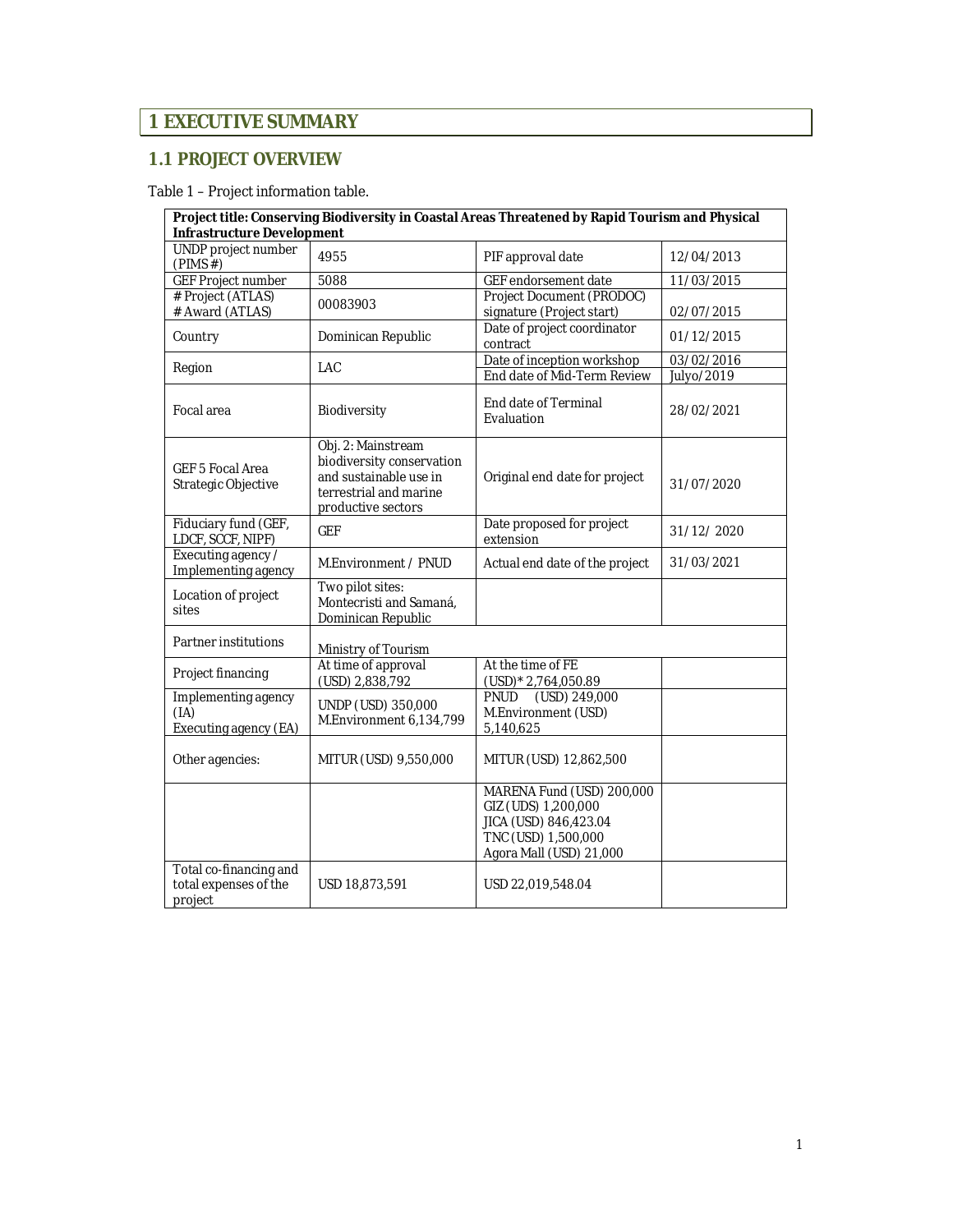# 1 EXECUTIVE SUMMARY

## 1.1 PROJECT OVERVIEW

Table 1 – Project information table.

| **Project title: Conserving Biodiversity in Coastal Areas Threatened by Rapid Tourism and Physical Infrastructure Development** | | | |
|---|---|---|---|
| UNDP project number (PIMS #) | 4955 | PIF approval date | 12/04/2013 |
| GEF Project number | 5088 | GEF endorsement date | 11/03/2015 |
| # Project (ATLAS) # Award (ATLAS) | 00083903 | Project Document (PRODOC) signature (Project start) | 02/07/2015 |
| Country | Dominican Republic | Date of project coordinator contract | 01/12/2015 |
| Region | LAC | Date of inception workshop | 03/02/2016 |
| | | End date of Mid-Term Review | Julyo/2019 |
| Focal area | Biodiversity | End date of Terminal Evaluation | 28/02/2021 |
| GEF 5 Focal Area Strategic Objective | Obj. 2: Mainstream biodiversity conservation and sustainable use in terrestrial and marine productive sectors | Original end date for project | 31/07/2020 |
| Fiduciary fund (GEF, LDCF, SCCF, NIPF) | GEF | Date proposed for project extension | 31/12/ 2020 |
| Executing agency / Implementing agency | M.Environment / PNUD | Actual end date of the project | 31/03/2021 |
| Location of project sites | Two pilot sites: Montecristi and Samaná, Dominican Republic | | |
| Partner institutions | Ministry of Tourism | | |
| Project financing | At time of approval (USD) 2,838,792 | At the time of FE (USD)* 2,764,050.89 | |
| Implementing agency (IA) Executing agency (EA) | UNDP (USD) 350,000 M.Environment 6,134,799 | PNUD (USD) 249,000 M.Environment (USD) 5,140,625 | |
| Other agencies: | MITUR (USD) 9,550,000 | MITUR (USD) 12,862,500 | |
| | | MARENA Fund (USD) 200,000 GIZ (UDS) 1,200,000 JICA (USD) 846,423.04 TNC (USD) 1,500,000 Agora Mall (USD) 21,000 | |
| Total co-financing and total expenses of the project | USD 18,873,591 | USD 22,019,548.04 | |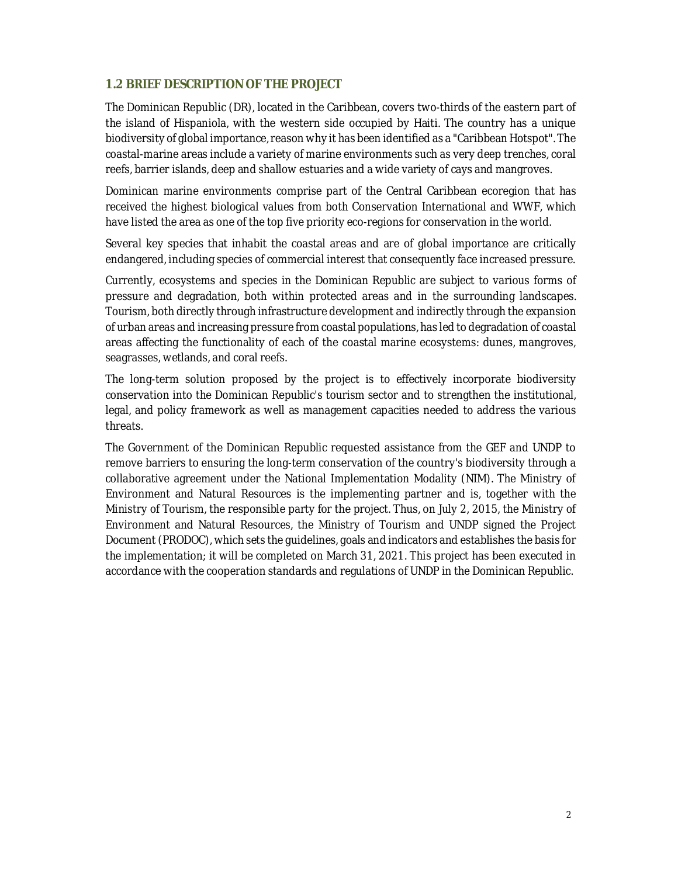## 1.2 BRIEF DESCRIPTION OF THE PROJECT

The Dominican Republic (DR), located in the Caribbean, covers two-thirds of the eastern part of the island of Hispaniola, with the western side occupied by Haiti. The country has a unique biodiversity of global importance, reason why it has been identified as a "Caribbean Hotspot". The coastal-marine areas include a variety of marine environments such as very deep trenches, coral reefs, barrier islands, deep and shallow estuaries and a wide variety of cays and mangroves.

Dominican marine environments comprise part of the Central Caribbean ecoregion that has received the highest biological values from both Conservation International and WWF, which have listed the area as one of the top five priority eco-regions for conservation in the world.

Several key species that inhabit the coastal areas and are of global importance are critically endangered, including species of commercial interest that consequently face increased pressure.

Currently, ecosystems and species in the Dominican Republic are subject to various forms of pressure and degradation, both within protected areas and in the surrounding landscapes. Tourism, both directly through infrastructure development and indirectly through the expansion of urban areas and increasing pressure from coastal populations, has led to degradation of coastal areas affecting the functionality of each of the coastal marine ecosystems: dunes, mangroves, seagrasses, wetlands, and coral reefs.

The long-term solution proposed by the project is to effectively incorporate biodiversity conservation into the Dominican Republic's tourism sector and to strengthen the institutional, legal, and policy framework as well as management capacities needed to address the various threats.

The Government of the Dominican Republic requested assistance from the GEF and UNDP to remove barriers to ensuring the long-term conservation of the country's biodiversity through a collaborative agreement under the National Implementation Modality (NIM). The Ministry of Environment and Natural Resources is the implementing partner and is, together with the Ministry of Tourism, the responsible party for the project. Thus, on July 2, 2015, the Ministry of Environment and Natural Resources, the Ministry of Tourism and UNDP signed the Project Document (PRODOC), which sets the guidelines, goals and indicators and establishes the basis for the implementation; it will be completed on March 31, 2021. This project has been executed in accordance with the cooperation standards and regulations of UNDP in the Dominican Republic.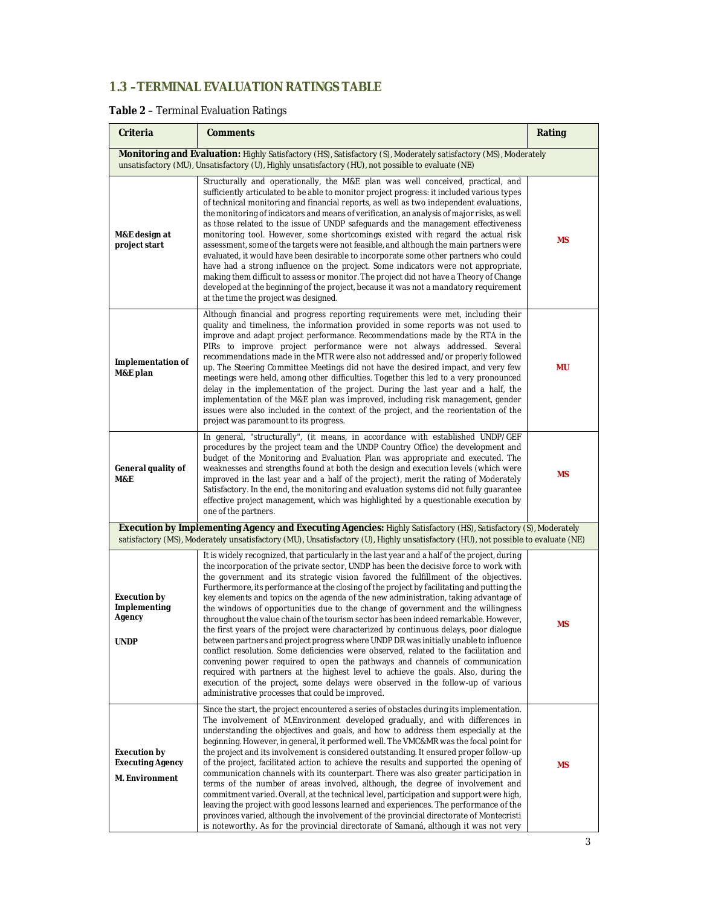## 1.3 – TERMINAL EVALUATION RATINGS TABLE

**Table 2** – Terminal Evaluation Ratings

| Criteria | Comments | Rating |
|---|---|---|
| **Monitoring and Evaluation:** Highly Satisfactory (HS), Satisfactory (S), Moderately satisfactory (MS), Moderately unsatisfactory (MU), Unsatisfactory (U), Highly unsatisfactory (HU), not possible to evaluate (NE) | | |
| **M&E design at project start** | Structurally and operationally, the M&E plan was well conceived, practical, and sufficiently articulated to be able to monitor project progress: it included various types of technical monitoring and financial reports, as well as two independent evaluations, the monitoring of indicators and means of verification, an analysis of major risks, as well as those related to the issue of UNDP safeguards and the management effectiveness monitoring tool. However, some shortcomings existed with regard the actual risk assessment, some of the targets were not feasible, and although the main partners were evaluated, it would have been desirable to incorporate some other partners who could have had a strong influence on the project. Some indicators were not appropriate, making them difficult to assess or monitor. The project did not have a Theory of Change developed at the beginning of the project, because it was not a mandatory requirement at the time the project was designed. | **MS** |
| **Implementation of M&E plan** | Although financial and progress reporting requirements were met, including their quality and timeliness, the information provided in some reports was not used to improve and adapt project performance. Recommendations made by the RTA in the PIRs to improve project performance were not always addressed. Several recommendations made in the MTR were also not addressed and/or properly followed up. The Steering Committee Meetings did not have the desired impact, and very few meetings were held, among other difficulties. Together this led to a very pronounced delay in the implementation of the project. During the last year and a half, the implementation of the M&E plan was improved, including risk management, gender issues were also included in the context of the project, and the reorientation of the project was paramount to its progress. | **MU** |
| **General quality of M&E** | In general, "structurally", (it means, in accordance with established UNDP/GEF procedures by the project team and the UNDP Country Office) the development and budget of the Monitoring and Evaluation Plan was appropriate and executed. The weaknesses and strengths found at both the design and execution levels (which were improved in the last year and a half of the project), merit the rating of Moderately Satisfactory. In the end, the monitoring and evaluation systems did not fully guarantee effective project management, which was highlighted by a questionable execution by one of the partners. | **MS** |
| **Execution by Implementing Agency and Executing Agencies:** Highly Satisfactory (HS), Satisfactory (S), Moderately satisfactory (MS), Moderately unsatisfactory (MU), Unsatisfactory (U), Highly unsatisfactory (HU), not possible to evaluate (NE) | | |
| **Execution by Implementing Agency**<br><br>**UNDP** | It is widely recognized, that particularly in the last year and a half of the project, during the incorporation of the private sector, UNDP has been the decisive force to work with the government and its strategic vision favored the fulfillment of the objectives. Furthermore, its performance at the closing of the project by facilitating and putting the key elements and topics on the agenda of the new administration, taking advantage of the windows of opportunities due to the change of government and the willingness throughout the value chain of the tourism sector has been indeed remarkable. However, the first years of the project were characterized by continuous delays, poor dialogue between partners and project progress where UNDP DR was initially unable to influence conflict resolution. Some deficiencies were observed, related to the facilitation and convening power required to open the pathways and channels of communication required with partners at the highest level to achieve the goals. Also, during the execution of the project, some delays were observed in the follow-up of various administrative processes that could be improved. | **MS** |
| **Execution by Executing Agency**<br><br>**M. Environment** | Since the start, the project encountered a series of obstacles during its implementation. The involvement of M.Environment developed gradually, and with differences in understanding the objectives and goals, and how to address them especially at the beginning. However, in general, it performed well. The VMC&MR was the focal point for the project and its involvement is considered outstanding. It ensured proper follow-up of the project, facilitated action to achieve the results and supported the opening of communication channels with its counterpart. There was also greater participation in terms of the number of areas involved, although, the degree of involvement and commitment varied. Overall, at the technical level, participation and support were high, leaving the project with good lessons learned and experiences. The performance of the provinces varied, although the involvement of the provincial directorate of Montecristi is noteworthy. As for the provincial directorate of Samaná, although it was not very | **MS** |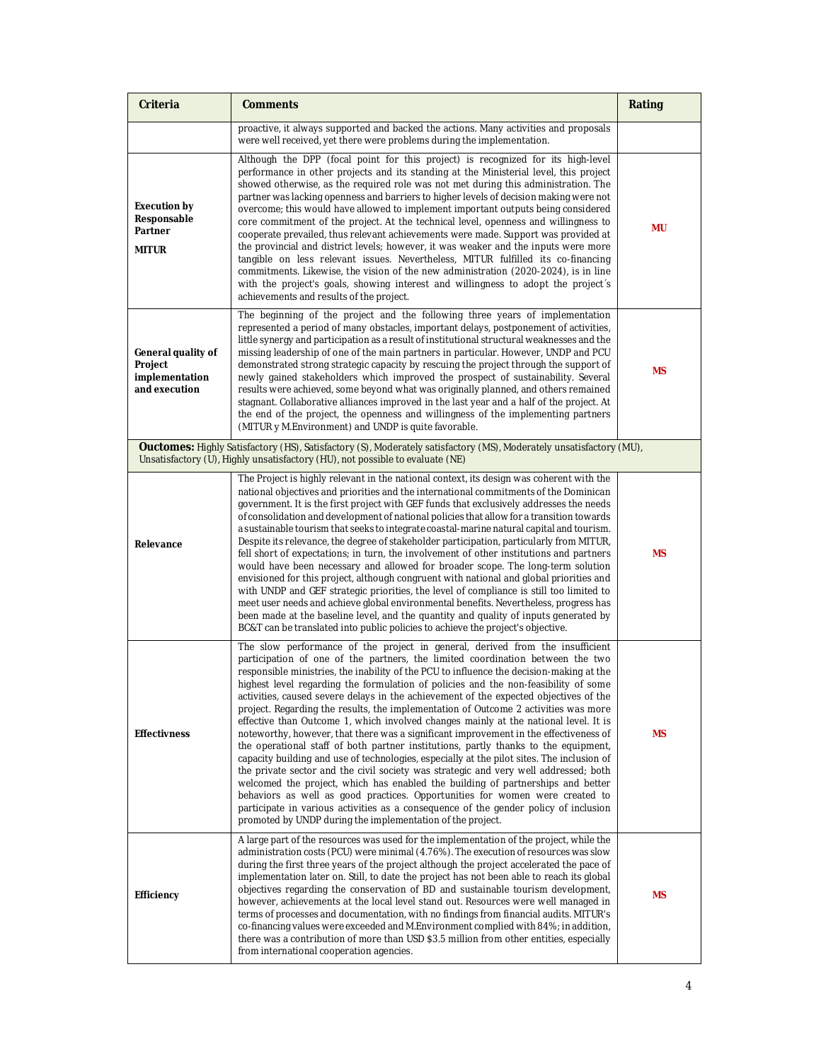| Criteria | Comments | Rating |
|---|---|---|
| | proactive, it always supported and backed the actions. Many activities and proposals were well received, yet there were problems during the implementation. | |
| **Execution by Responsable Partner** **MITUR** | Although the DPP (focal point for this project) is recognized for its high-level performance in other projects and its standing at the Ministerial level, this project showed otherwise, as the required role was not met during this administration. The partner was lacking openness and barriers to higher levels of decision making were not overcome; this would have allowed to implement important outputs being considered core commitment of the project. At the technical level, openness and willingness to cooperate prevailed, thus relevant achievements were made. Support was provided at the provincial and district levels; however, it was weaker and the inputs were more tangible on less relevant issues. Nevertheless, MITUR fulfilled its co-financing commitments. Likewise, the vision of the new administration (2020-2024), is in line with the project's goals, showing interest and willingness to adopt the project´s achievements and results of the project. | **MU** |
| **General quality of Project implementation and execution** | The beginning of the project and the following three years of implementation represented a period of many obstacles, important delays, postponement of activities, little synergy and participation as a result of institutional structural weaknesses and the missing leadership of one of the main partners in particular. However, UNDP and PCU demonstrated strong strategic capacity by rescuing the project through the support of newly gained stakeholders which improved the prospect of sustainability. Several results were achieved, some beyond what was originally planned, and others remained stagnant. Collaborative alliances improved in the last year and a half of the project. At the end of the project, the openness and willingness of the implementing partners (MITUR y M.Environment) and UNDP is quite favorable. | **MS** |
| **Ouctomes:** Highly Satisfactory (HS), Satisfactory (S), Moderately satisfactory (MS), Moderately unsatisfactory (MU), Unsatisfactory (U), Highly unsatisfactory (HU), not possible to evaluate (NE) | | |
| **Relevance** | The Project is highly relevant in the national context, its design was coherent with the national objectives and priorities and the international commitments of the Dominican government. It is the first project with GEF funds that exclusively addresses the needs of consolidation and development of national policies that allow for a transition towards a sustainable tourism that seeks to integrate coastal-marine natural capital and tourism. Despite its relevance, the degree of stakeholder participation, particularly from MITUR, fell short of expectations; in turn, the involvement of other institutions and partners would have been necessary and allowed for broader scope. The long-term solution envisioned for this project, although congruent with national and global priorities and with UNDP and GEF strategic priorities, the level of compliance is still too limited to meet user needs and achieve global environmental benefits. Nevertheless, progress has been made at the baseline level, and the quantity and quality of inputs generated by BC&T can be translated into public policies to achieve the project's objective. | **MS** |
| **Effectivness** | The slow performance of the project in general, derived from the insufficient participation of one of the partners, the limited coordination between the two responsible ministries, the inability of the PCU to influence the decision-making at the highest level regarding the formulation of policies and the non-feasibility of some activities, caused severe delays in the achievement of the expected objectives of the project. Regarding the results, the implementation of Outcome 2 activities was more effective than Outcome 1, which involved changes mainly at the national level. It is noteworthy, however, that there was a significant improvement in the effectiveness of the operational staff of both partner institutions, partly thanks to the equipment, capacity building and use of technologies, especially at the pilot sites. The inclusion of the private sector and the civil society was strategic and very well addressed; both welcomed the project, which has enabled the building of partnerships and better behaviors as well as good practices. Opportunities for women were created to participate in various activities as a consequence of the gender policy of inclusion promoted by UNDP during the implementation of the project. | **MS** |
| **Efficiency** | A large part of the resources was used for the implementation of the project, while the administration costs (PCU) were minimal (4.76%). The execution of resources was slow during the first three years of the project although the project accelerated the pace of implementation later on. Still, to date the project has not been able to reach its global objectives regarding the conservation of BD and sustainable tourism development, however, achievements at the local level stand out. Resources were well managed in terms of processes and documentation, with no findings from financial audits. MITUR's co-financing values were exceeded and M.Environment complied with 84%; in addition, there was a contribution of more than USD $3.5 million from other entities, especially from international cooperation agencies. | **MS** |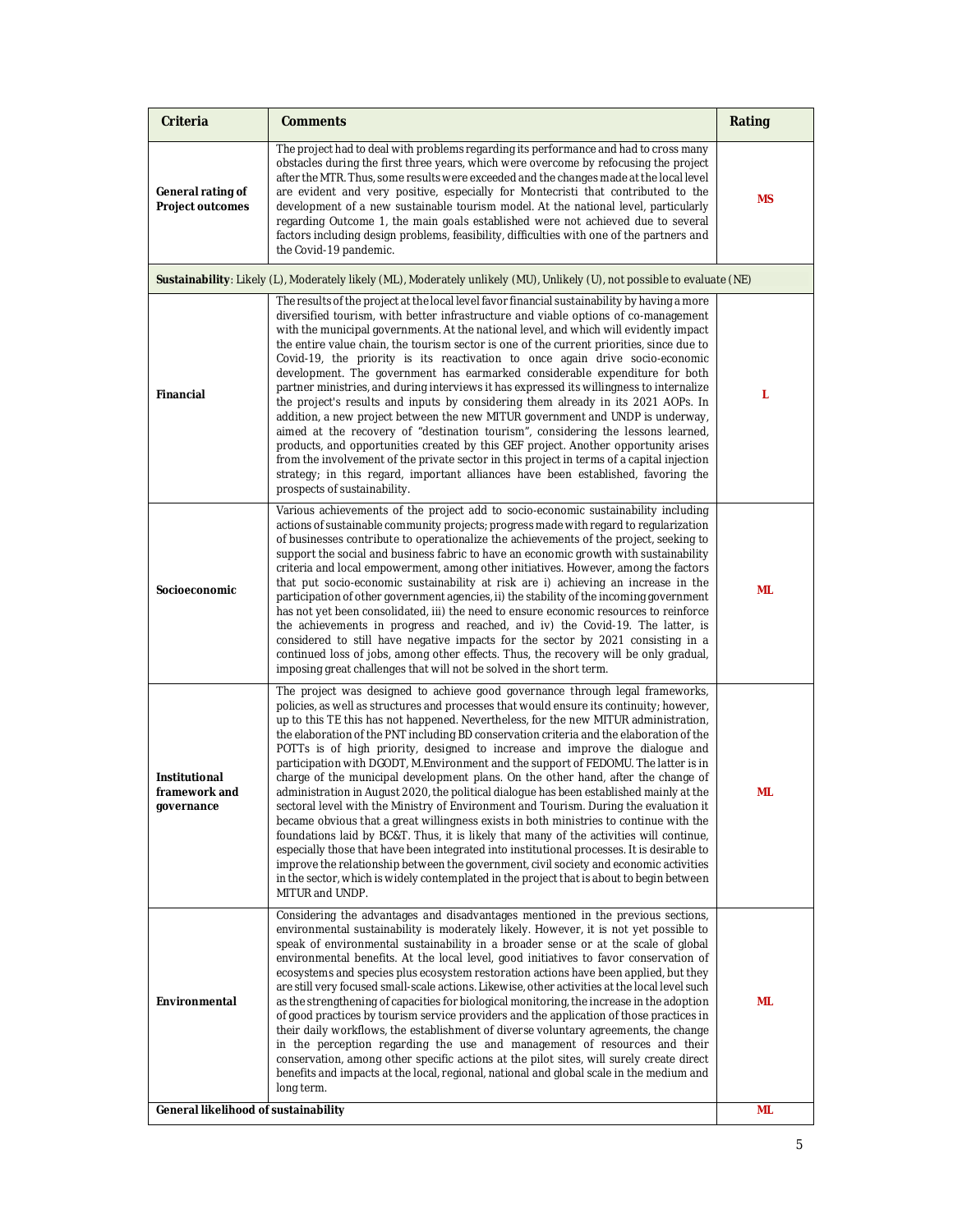| Criteria | Comments | Rating |
|---|---|---|
| **General rating of Project outcomes** | The project had to deal with problems regarding its performance and had to cross many obstacles during the first three years, which were overcome by refocusing the project after the MTR. Thus, some results were exceeded and the changes made at the local level are evident and very positive, especially for Montecristi that contributed to the development of a new sustainable tourism model. At the national level, particularly regarding Outcome 1, the main goals established were not achieved due to several factors including design problems, feasibility, difficulties with one of the partners and the Covid-19 pandemic. | **MS** |
| **Sustainability**: Likely (L), Moderately likely (ML), Moderately unlikely (MU), Unlikely (U), not possible to evaluate (NE) | | |
| **Financial** | The results of the project at the local level favor financial sustainability by having a more diversified tourism, with better infrastructure and viable options of co-management with the municipal governments. At the national level, and which will evidently impact the entire value chain, the tourism sector is one of the current priorities, since due to Covid-19, the priority is its reactivation to once again drive socio-economic development. The government has earmarked considerable expenditure for both partner ministries, and during interviews it has expressed its willingness to internalize the project's results and inputs by considering them already in its 2021 AOPs. In addition, a new project between the new MITUR government and UNDP is underway, aimed at the recovery of "destination tourism", considering the lessons learned, products, and opportunities created by this GEF project. Another opportunity arises from the involvement of the private sector in this project in terms of a capital injection strategy; in this regard, important alliances have been established, favoring the prospects of sustainability. | **L** |
| **Socioeconomic** | Various achievements of the project add to socio-economic sustainability including actions of sustainable community projects; progress made with regard to regularization of businesses contribute to operationalize the achievements of the project, seeking to support the social and business fabric to have an economic growth with sustainability criteria and local empowerment, among other initiatives. However, among the factors that put socio-economic sustainability at risk are i) achieving an increase in the participation of other government agencies, ii) the stability of the incoming government has not yet been consolidated, iii) the need to ensure economic resources to reinforce the achievements in progress and reached, and iv) the Covid-19. The latter, is considered to still have negative impacts for the sector by 2021 consisting in a continued loss of jobs, among other effects. Thus, the recovery will be only gradual, imposing great challenges that will not be solved in the short term. | **ML** |
| **Institutional framework and governance** | The project was designed to achieve good governance through legal frameworks, policies, as well as structures and processes that would ensure its continuity; however, up to this TE this has not happened. Nevertheless, for the new MITUR administration, the elaboration of the PNT including BD conservation criteria and the elaboration of the POTTs is of high priority, designed to increase and improve the dialogue and participation with DGODT, M.Environment and the support of FEDOMU. The latter is in charge of the municipal development plans. On the other hand, after the change of administration in August 2020, the political dialogue has been established mainly at the sectoral level with the Ministry of Environment and Tourism. During the evaluation it became obvious that a great willingness exists in both ministries to continue with the foundations laid by BC&T. Thus, it is likely that many of the activities will continue, especially those that have been integrated into institutional processes. It is desirable to improve the relationship between the government, civil society and economic activities in the sector, which is widely contemplated in the project that is about to begin between MITUR and UNDP. | **ML** |
| **Environmental** | Considering the advantages and disadvantages mentioned in the previous sections, environmental sustainability is moderately likely. However, it is not yet possible to speak of environmental sustainability in a broader sense or at the scale of global environmental benefits. At the local level, good initiatives to favor conservation of ecosystems and species plus ecosystem restoration actions have been applied, but they are still very focused small-scale actions. Likewise, other activities at the local level such as the strengthening of capacities for biological monitoring, the increase in the adoption of good practices by tourism service providers and the application of those practices in their daily workflows, the establishment of diverse voluntary agreements, the change in the perception regarding the use and management of resources and their conservation, among other specific actions at the pilot sites, will surely create direct benefits and impacts at the local, regional, national and global scale in the medium and long term. | **ML** |
| **General likelihood of sustainability** | | **ML** |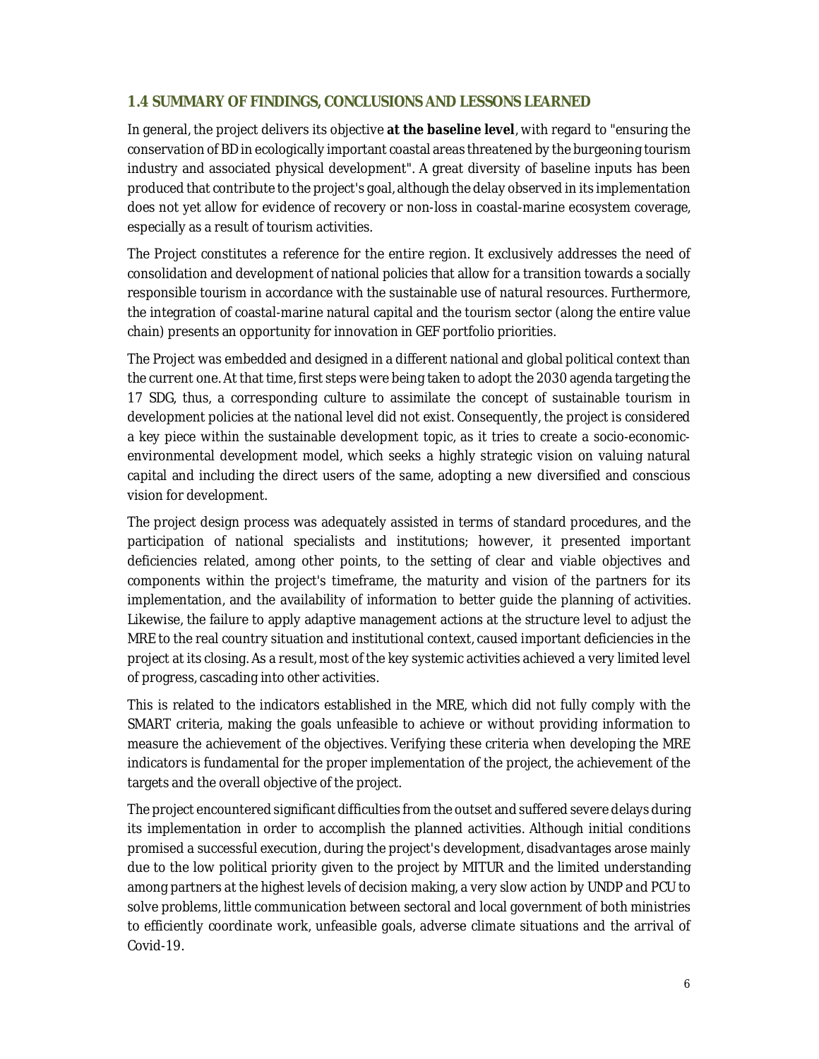### 1.4 SUMMARY OF FINDINGS, CONCLUSIONS AND LESSONS LEARNED

In general, the project delivers its objective **at the baseline level**, with regard to "ensuring the conservation of BD in ecologically important coastal areas threatened by the burgeoning tourism industry and associated physical development". A great diversity of baseline inputs has been produced that contribute to the project's goal, although the delay observed in its implementation does not yet allow for evidence of recovery or non-loss in coastal-marine ecosystem coverage, especially as a result of tourism activities.

The Project constitutes a reference for the entire region. It exclusively addresses the need of consolidation and development of national policies that allow for a transition towards a socially responsible tourism in accordance with the sustainable use of natural resources. Furthermore, the integration of coastal-marine natural capital and the tourism sector (along the entire value chain) presents an opportunity for innovation in GEF portfolio priorities.

The Project was embedded and designed in a different national and global political context than the current one. At that time, first steps were being taken to adopt the 2030 agenda targeting the 17 SDG, thus, a corresponding culture to assimilate the concept of sustainable tourism in development policies at the national level did not exist. Consequently, the project is considered a key piece within the sustainable development topic, as it tries to create a socio-economic-environmental development model, which seeks a highly strategic vision on valuing natural capital and including the direct users of the same, adopting a new diversified and conscious vision for development.

The project design process was adequately assisted in terms of standard procedures, and the participation of national specialists and institutions; however, it presented important deficiencies related, among other points, to the setting of clear and viable objectives and components within the project's timeframe, the maturity and vision of the partners for its implementation, and the availability of information to better guide the planning of activities. Likewise, the failure to apply adaptive management actions at the structure level to adjust the MRE to the real country situation and institutional context, caused important deficiencies in the project at its closing. As a result, most of the key systemic activities achieved a very limited level of progress, cascading into other activities.

This is related to the indicators established in the MRE, which did not fully comply with the SMART criteria, making the goals unfeasible to achieve or without providing information to measure the achievement of the objectives. Verifying these criteria when developing the MRE indicators is fundamental for the proper implementation of the project, the achievement of the targets and the overall objective of the project.

The project encountered significant difficulties from the outset and suffered severe delays during its implementation in order to accomplish the planned activities. Although initial conditions promised a successful execution, during the project's development, disadvantages arose mainly due to the low political priority given to the project by MITUR and the limited understanding among partners at the highest levels of decision making, a very slow action by UNDP and PCU to solve problems, little communication between sectoral and local government of both ministries to efficiently coordinate work, unfeasible goals, adverse climate situations and the arrival of Covid-19.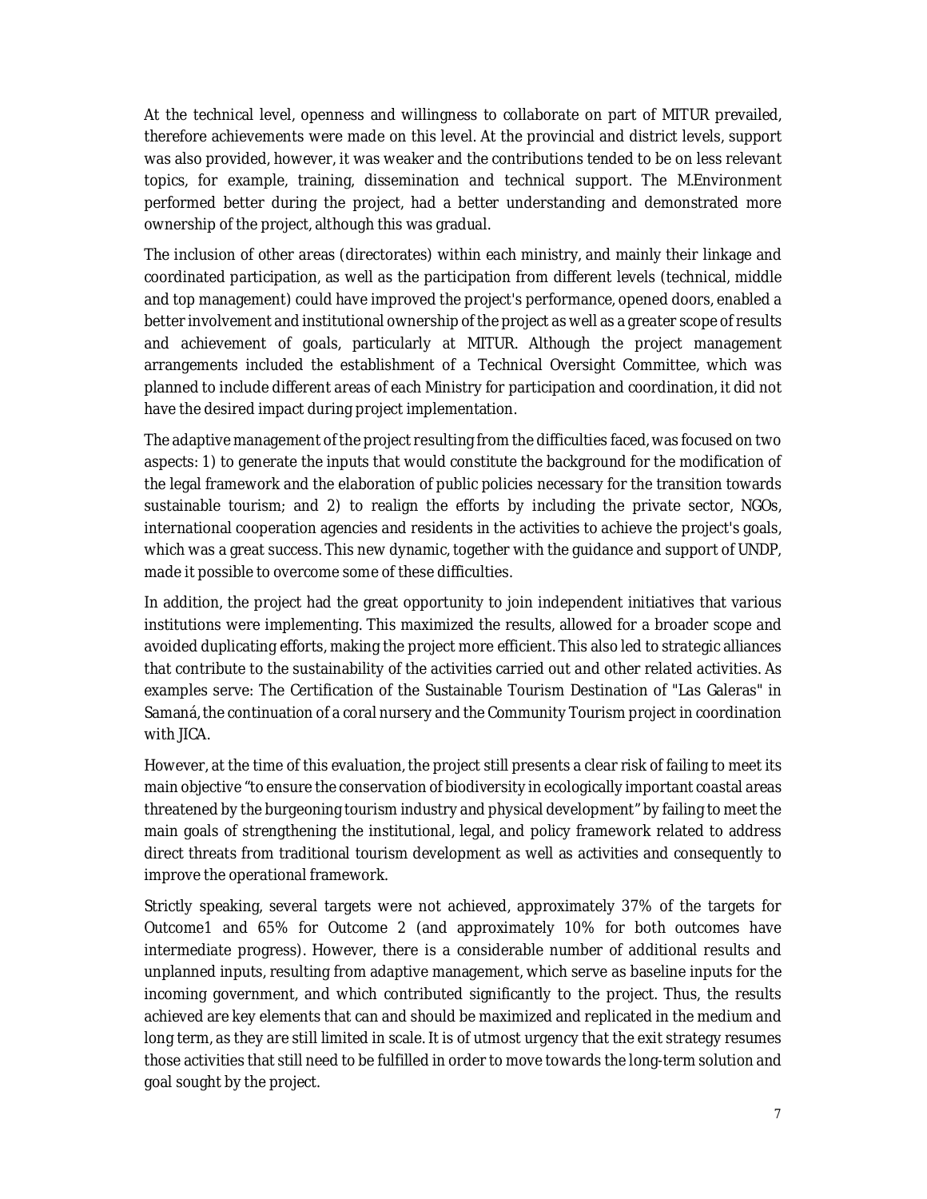At the technical level, openness and willingness to collaborate on part of MITUR prevailed, therefore achievements were made on this level. At the provincial and district levels, support was also provided, however, it was weaker and the contributions tended to be on less relevant topics, for example, training, dissemination and technical support. The M.Environment performed better during the project, had a better understanding and demonstrated more ownership of the project, although this was gradual.

The inclusion of other areas (directorates) within each ministry, and mainly their linkage and coordinated participation, as well as the participation from different levels (technical, middle and top management) could have improved the project's performance, opened doors, enabled a better involvement and institutional ownership of the project as well as a greater scope of results and achievement of goals, particularly at MITUR. Although the project management arrangements included the establishment of a Technical Oversight Committee, which was planned to include different areas of each Ministry for participation and coordination, it did not have the desired impact during project implementation.

The adaptive management of the project resulting from the difficulties faced, was focused on two aspects: 1) to generate the inputs that would constitute the background for the modification of the legal framework and the elaboration of public policies necessary for the transition towards sustainable tourism; and 2) to realign the efforts by including the private sector, NGOs, international cooperation agencies and residents in the activities to achieve the project's goals, which was a great success. This new dynamic, together with the guidance and support of UNDP, made it possible to overcome some of these difficulties.

In addition, the project had the great opportunity to join independent initiatives that various institutions were implementing. This maximized the results, allowed for a broader scope and avoided duplicating efforts, making the project more efficient. This also led to strategic alliances that contribute to the sustainability of the activities carried out and other related activities. As examples serve: The Certification of the Sustainable Tourism Destination of "Las Galeras" in Samaná, the continuation of a coral nursery and the Community Tourism project in coordination with JICA.

However, at the time of this evaluation, the project still presents a clear risk of failing to meet its main objective "to ensure the conservation of biodiversity in ecologically important coastal areas threatened by the burgeoning tourism industry and physical development" by failing to meet the main goals of strengthening the institutional, legal, and policy framework related to address direct threats from traditional tourism development as well as activities and consequently to improve the operational framework.

Strictly speaking, several targets were not achieved, approximately 37% of the targets for Outcome1 and 65% for Outcome 2 (and approximately 10% for both outcomes have intermediate progress). However, there is a considerable number of additional results and unplanned inputs, resulting from adaptive management, which serve as baseline inputs for the incoming government, and which contributed significantly to the project. Thus, the results achieved are key elements that can and should be maximized and replicated in the medium and long term, as they are still limited in scale. It is of utmost urgency that the exit strategy resumes those activities that still need to be fulfilled in order to move towards the long-term solution and goal sought by the project.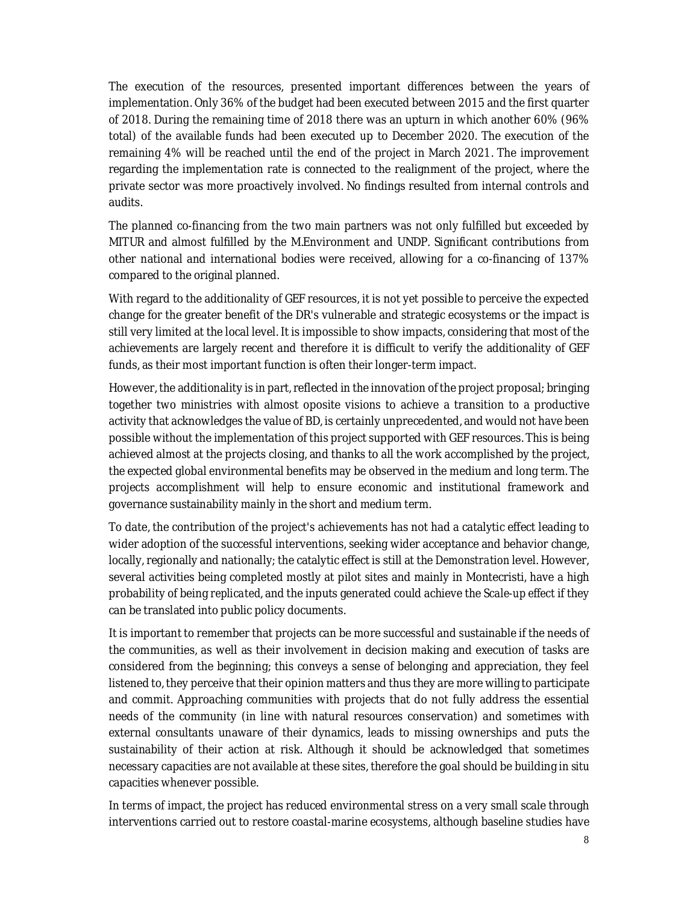The execution of the resources, presented important differences between the years of implementation. Only 36% of the budget had been executed between 2015 and the first quarter of 2018. During the remaining time of 2018 there was an upturn in which another 60% (96% total) of the available funds had been executed up to December 2020. The execution of the remaining 4% will be reached until the end of the project in March 2021. The improvement regarding the implementation rate is connected to the realignment of the project, where the private sector was more proactively involved. No findings resulted from internal controls and audits.

The planned co-financing from the two main partners was not only fulfilled but exceeded by MITUR and almost fulfilled by the M.Environment and UNDP. Significant contributions from other national and international bodies were received, allowing for a co-financing of 137% compared to the original planned.

With regard to the additionality of GEF resources, it is not yet possible to perceive the expected change for the greater benefit of the DR's vulnerable and strategic ecosystems or the impact is still very limited at the local level. It is impossible to show impacts, considering that most of the achievements are largely recent and therefore it is difficult to verify the additionality of GEF funds, as their most important function is often their longer-term impact.

However, the additionality is in part, reflected in the innovation of the project proposal; bringing together two ministries with almost oposite visions to achieve a transition to a productive activity that acknowledges the value of BD, is certainly unprecedented, and would not have been possible without the implementation of this project supported with GEF resources. This is being achieved almost at the projects closing, and thanks to all the work accomplished by the project, the expected global environmental benefits may be observed in the medium and long term. The projects accomplishment will help to ensure economic and institutional framework and governance sustainability mainly in the short and medium term.

To date, the contribution of the project's achievements has not had a catalytic effect leading to wider adoption of the successful interventions, seeking wider acceptance and behavior change, locally, regionally and nationally; the catalytic effect is still at the *Demonstration* level. However, several activities being completed mostly at pilot sites and mainly in Montecristi, have a high probability of being *replicated*, and the inputs generated could achieve the *Scale-up* effect if they can be translated into public policy documents.

It is important to remember that projects can be more successful and sustainable if the needs of the communities, as well as their involvement in decision making and execution of tasks are considered from the beginning; this conveys a sense of belonging and appreciation, they feel listened to, they perceive that their opinion matters and thus they are more willing to participate and commit. Approaching communities with projects that do not fully address the essential needs of the community (in line with natural resources conservation) and sometimes with external consultants unaware of their dynamics, leads to missing ownerships and puts the sustainability of their action at risk. Although it should be acknowledged that sometimes necessary capacities are not available at these sites, therefore the goal should be building in situ capacities whenever possible.

In terms of impact, the project has reduced environmental stress on a very small scale through interventions carried out to restore coastal-marine ecosystems, although baseline studies have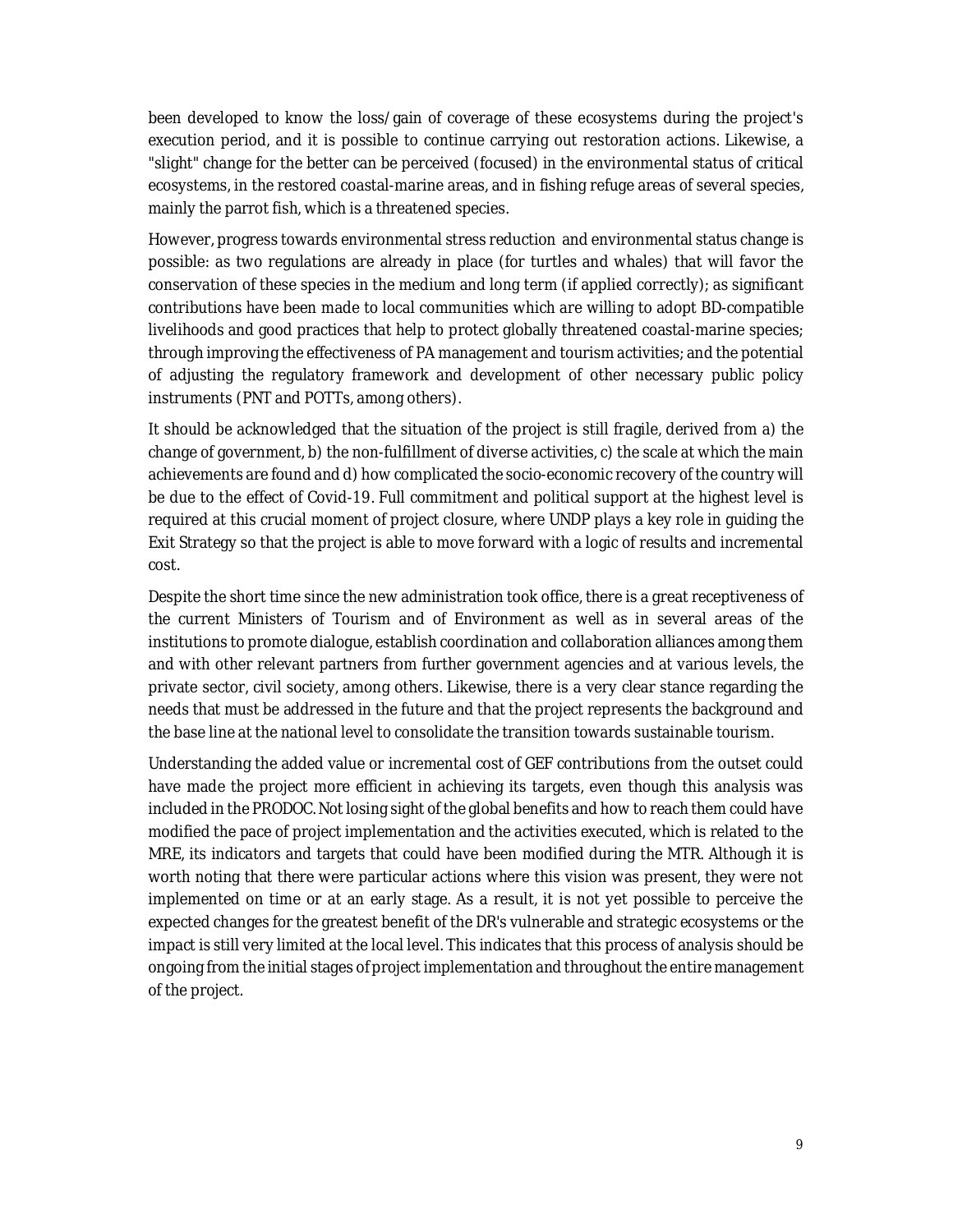been developed to know the loss/gain of coverage of these ecosystems during the project's execution period, and it is possible to continue carrying out restoration actions. Likewise, a "slight" change for the better can be perceived (focused) in the environmental status of critical ecosystems, in the restored coastal-marine areas, and in fishing refuge areas of several species, mainly the parrot fish, which is a threatened species.

However, progress towards environmental stress reduction and environmental status change is possible: as two regulations are already in place (for turtles and whales) that will favor the conservation of these species in the medium and long term (if applied correctly); as significant contributions have been made to local communities which are willing to adopt BD-compatible livelihoods and good practices that help to protect globally threatened coastal-marine species; through improving the effectiveness of PA management and tourism activities; and the potential of adjusting the regulatory framework and development of other necessary public policy instruments (PNT and POTTs, among others).

It should be acknowledged that the situation of the project is still fragile, derived from a) the change of government, b) the non-fulfillment of diverse activities, c) the scale at which the main achievements are found and d) how complicated the socio-economic recovery of the country will be due to the effect of Covid-19. Full commitment and political support at the highest level is required at this crucial moment of project closure, where UNDP plays a key role in guiding the Exit Strategy so that the project is able to move forward with a logic of results and incremental cost.

Despite the short time since the new administration took office, there is a great receptiveness of the current Ministers of Tourism and of Environment as well as in several areas of the institutions to promote dialogue, establish coordination and collaboration alliances among them and with other relevant partners from further government agencies and at various levels, the private sector, civil society, among others. Likewise, there is a very clear stance regarding the needs that must be addressed in the future and that the project represents the background and the base line at the national level to consolidate the transition towards sustainable tourism.

Understanding the added value or incremental cost of GEF contributions from the outset could have made the project more efficient in achieving its targets, even though this analysis was included in the PRODOC. Not losing sight of the global benefits and how to reach them could have modified the pace of project implementation and the activities executed, which is related to the MRE, its indicators and targets that could have been modified during the MTR. Although it is worth noting that there were particular actions where this vision was present, they were not implemented on time or at an early stage. As a result, it is not yet possible to perceive the expected changes for the greatest benefit of the DR's vulnerable and strategic ecosystems or the impact is still very limited at the local level. This indicates that this process of analysis should be ongoing from the initial stages of project implementation and throughout the entire management of the project.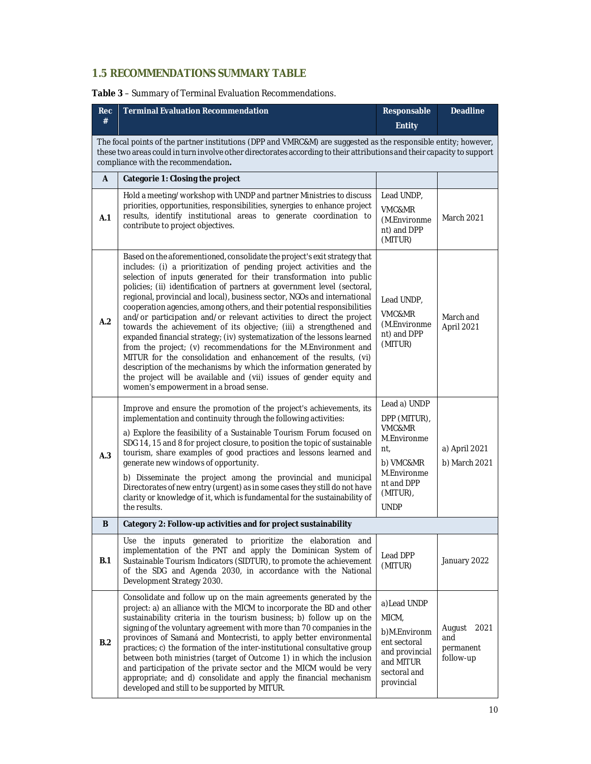## 1.5 RECOMMENDATIONS SUMMARY TABLE

**Table 3** – Summary of Terminal Evaluation Recommendations.

| Rec # | Terminal Evaluation Recommendation | Responsable Entity | Deadline |
|---|---|---|---|
| The focal points of the partner institutions (DPP and VMRC&M) are suggested as the responsible entity; however, these two areas could in turn involve other directorates according to their attributions and their capacity to support compliance with the recommendation**.** | | | |
| **A** | **Categorie 1: Closing the project** | | |
| **A.1** | Hold a meeting/workshop with UNDP and partner Ministries to discuss priorities, opportunities, responsibilities, synergies to enhance project results, identify institutional areas to generate coordination to contribute to project objectives. | Lead UNDP, VMC&MR (M.Environment) and DPP (MITUR) | March 2021 |
| **A.2** | Based on the aforementioned, consolidate the project's exit strategy that includes: (i) a prioritization of pending project activities and the selection of inputs generated for their transformation into public policies; (ii) identification of partners at government level (sectoral, regional, provincial and local), business sector, NGOs and international cooperation agencies, among others, and their potential responsibilities and/or participation and/or relevant activities to direct the project towards the achievement of its objective; (iii) a strengthened and expanded financial strategy; (iv) systematization of the lessons learned from the project; (v) recommendations for the M.Environment and MITUR for the consolidation and enhancement of the results, (vi) description of the mechanisms by which the information generated by the project will be available and (vii) issues of gender equity and women's empowerment in a broad sense. | Lead UNDP, VMC&MR (M.Environment) and DPP (MITUR) | March and April 2021 |
| **A.3** | Improve and ensure the promotion of the project's achievements, its implementation and continuity through the following activities:<br>a) Explore the feasibility of a Sustainable Tourism Forum focused on SDG 14, 15 and 8 for project closure, to position the topic of sustainable tourism, share examples of good practices and lessons learned and generate new windows of opportunity.<br>b) Disseminate the project among the provincial and municipal Directorates of new entry (urgent) as in some cases they still do not have clarity or knowledge of it, which is fundamental for the sustainability of the results. | Lead a) UNDP DPP (MITUR), VMC&MR M.Environment,<br>b) VMC&MR M.Environment and DPP (MITUR), UNDP | a) April 2021<br>b) March 2021 |
| **B** | **Category 2: Follow-up activities and for project sustainability** | | |
| **B.1** | Use the inputs generated to prioritize the elaboration and implementation of the PNT and apply the Dominican System of Sustainable Tourism Indicators (SIDTUR), to promote the achievement of the SDG and Agenda 2030, in accordance with the National Development Strategy 2030. | Lead DPP (MITUR) | January 2022 |
| **B.2** | Consolidate and follow up on the main agreements generated by the project: a) an alliance with the MICM to incorporate the BD and other sustainability criteria in the tourism business; b) follow up on the signing of the voluntary agreement with more than 70 companies in the provinces of Samaná and Montecristi, to apply better environmental practices; c) the formation of the inter-institutional consultative group between both ministries (target of Outcome 1) in which the inclusion and participation of the private sector and the MICM would be very appropriate; and d) consolidate and apply the financial mechanism developed and still to be supported by MITUR. | a)Lead UNDP MICM,<br>b)M.Environment sectoral and provincial and MITUR sectoral and provincial | August 2021 and permanent follow-up |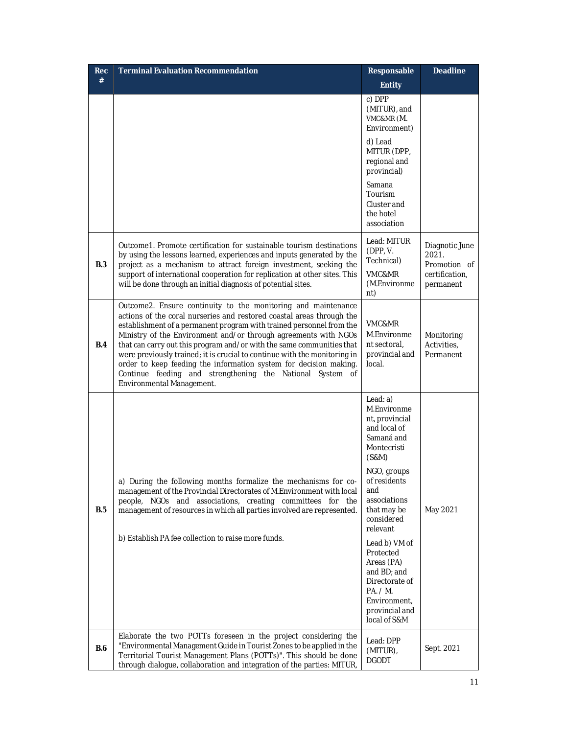| Rec # | Terminal Evaluation Recommendation | Responsable Entity | Deadline |
|---|---|---|---|
| | | c) DPP (MITUR), and VMC&MR (M. Environment)<br><br>d) Lead MITUR (DPP, regional and provincial)<br><br>Samana Tourism Cluster and the hotel association | |
| **B.3** | Outcome1. Promote certification for sustainable tourism destinations by using the lessons learned, experiences and inputs generated by the project as a mechanism to attract foreign investment, seeking the support of international cooperation for replication at other sites. This will be done through an initial diagnosis of potential sites. | Lead: MITUR (DPP, V. Technical)<br><br>VMC&MR (M.Environment) | Diagnotic June 2021. Promotion of certification, permanent |
| **B.4** | Outcome2. Ensure continuity to the monitoring and maintenance actions of the coral nurseries and restored coastal areas through the establishment of a permanent program with trained personnel from the Ministry of the Environment and/or through agreements with NGOs that can carry out this program and/or with the same communities that were previously trained; it is crucial to continue with the monitoring in order to keep feeding the information system for decision making. Continue feeding and strengthening the National System of Environmental Management. | VMC&MR M.Environment sectoral, provincial and local. | Monitoring Activities, Permanent |
| **B.5** | a) During the following months formalize the mechanisms for co-management of the Provincial Directorates of M.Environment with local people, NGOs and associations, creating committees for the management of resources in which all parties involved are represented.<br><br>b) Establish PA fee collection to raise more funds. | Lead: a) M.Environment, provincial and local of Samaná and Montecristi (S&M)<br><br>NGO, groups of residents and associations that may be considered relevant<br><br>Lead b) VM of Protected Areas (PA) and BD; and Directorate of PA. / M. Environment, provincial and local of S&M | May 2021 |
| **B.6** | Elaborate the two POTTs foreseen in the project considering the "Environmental Management Guide in Tourist Zones to be applied in the Territorial Tourist Management Plans (POTTs)". This should be done through dialogue, collaboration and integration of the parties: MITUR, | Lead: DPP (MITUR), DGODT | Sept. 2021 |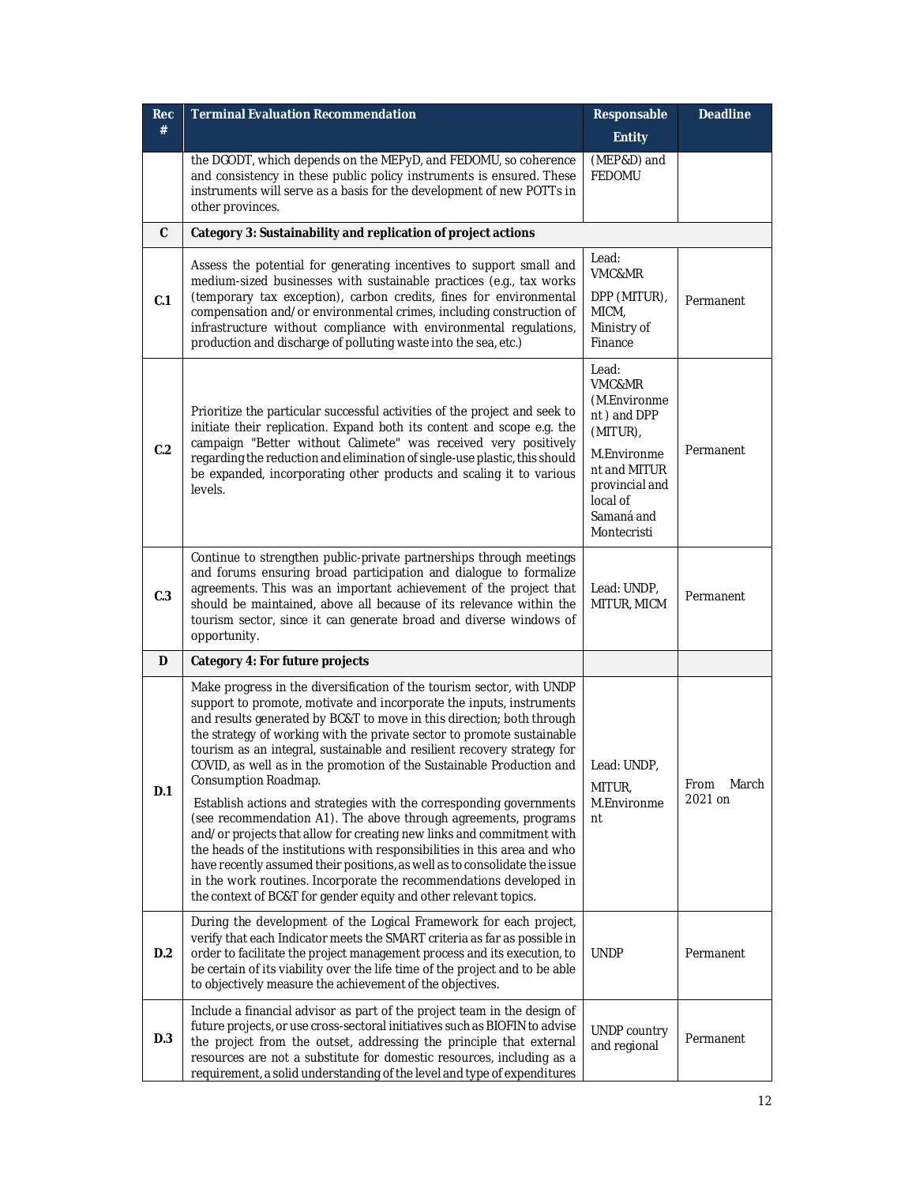| Rec # | Terminal Evaluation Recommendation | Responsable Entity | Deadline |
|---|---|---|---|
| | the DGODT, which depends on the MEPyD, and FEDOMU, so coherence and consistency in these public policy instruments is ensured. These instruments will serve as a basis for the development of new POTTs in other provinces. | (MEP&D) and FEDOMU | |
| **C** | **Category 3: Sustainability and replication of project actions** | | |
| **C.1** | Assess the potential for generating incentives to support small and medium-sized businesses with sustainable practices (e.g., tax works (temporary tax exception), carbon credits, fines for environmental compensation and/or environmental crimes, including construction of infrastructure without compliance with environmental regulations, production and discharge of polluting waste into the sea, etc.) | Lead: VMC&MR<br>DPP (MITUR), MICM, Ministry of Finance | Permanent |
| **C.2** | Prioritize the particular successful activities of the project and seek to initiate their replication. Expand both its content and scope e.g. the campaign "Better without Calimete" was received very positively regarding the reduction and elimination of single-use plastic, this should be expanded, incorporating other products and scaling it to various levels. | Lead: VMC&MR (M.Environment) and DPP (MITUR),<br>M.Environment and MITUR provincial and local of Samaná and Montecristi | Permanent |
| **C.3** | Continue to strengthen public-private partnerships through meetings and forums ensuring broad participation and dialogue to formalize agreements. This was an important achievement of the project that should be maintained, above all because of its relevance within the tourism sector, since it can generate broad and diverse windows of opportunity. | Lead: UNDP, MITUR, MICM | Permanent |
| **D** | **Category 4: For future projects** | | |
| **D.1** | Make progress in the diversification of the tourism sector, with UNDP support to promote, motivate and incorporate the inputs, instruments and results generated by BC&T to move in this direction; both through the strategy of working with the private sector to promote sustainable tourism as an integral, sustainable and resilient recovery strategy for COVID, as well as in the promotion of the Sustainable Production and Consumption Roadmap.<br><br>Establish actions and strategies with the corresponding governments (see recommendation A1). The above through agreements, programs and/or projects that allow for creating new links and commitment with the heads of the institutions with responsibilities in this area and who have recently assumed their positions, as well as to consolidate the issue in the work routines. Incorporate the recommendations developed in the context of BC&T for gender equity and other relevant topics. | Lead: UNDP,<br>MITUR, M.Environment | From March 2021 on |
| **D.2** | During the development of the Logical Framework for each project, verify that each Indicator meets the SMART criteria as far as possible in order to facilitate the project management process and its execution, to be certain of its viability over the life time of the project and to be able to objectively measure the achievement of the objectives. | UNDP | Permanent |
| **D.3** | Include a financial advisor as part of the project team in the design of future projects, or use cross-sectoral initiatives such as BIOFIN to advise the project from the outset, addressing the principle that external resources are not a substitute for domestic resources, including as a requirement, a solid understanding of the level and type of expenditures | UNDP country and regional | Permanent |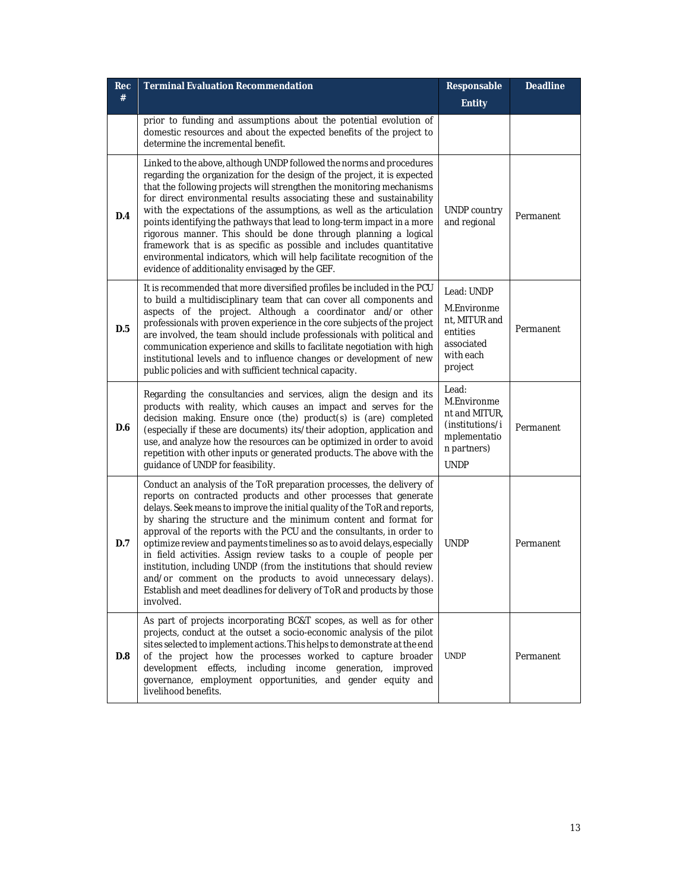| Rec # | Terminal Evaluation Recommendation | Responsable Entity | Deadline |
|---|---|---|---|
| | prior to funding and assumptions about the potential evolution of domestic resources and about the expected benefits of the project to determine the incremental benefit. | | |
| D.4 | Linked to the above, although UNDP followed the norms and procedures regarding the organization for the design of the project, it is expected that the following projects will strengthen the monitoring mechanisms for direct environmental results associating these and sustainability with the expectations of the assumptions, as well as the articulation points identifying the pathways that lead to long-term impact in a more rigorous manner. This should be done through planning a logical framework that is as specific as possible and includes quantitative environmental indicators, which will help facilitate recognition of the evidence of additionality envisaged by the GEF. | UNDP country and regional | Permanent |
| D.5 | It is recommended that more diversified profiles be included in the PCU to build a multidisciplinary team that can cover all components and aspects of the project. Although a coordinator and/or other professionals with proven experience in the core subjects of the project are involved, the team should include professionals with political and communication experience and skills to facilitate negotiation with high institutional levels and to influence changes or development of new public policies and with sufficient technical capacity. | Lead: UNDP M.Environment, MITUR and entities associated with each project | Permanent |
| D.6 | Regarding the consultancies and services, align the design and its products with reality, which causes an impact and serves for the decision making. Ensure once (the) product(s) is (are) completed (especially if these are documents) its/their adoption, application and use, and analyze how the resources can be optimized in order to avoid repetition with other inputs or generated products. The above with the guidance of UNDP for feasibility. | Lead: M.Environment and MITUR, (institutions/implementation partners) UNDP | Permanent |
| D.7 | Conduct an analysis of the ToR preparation processes, the delivery of reports on contracted products and other processes that generate delays. Seek means to improve the initial quality of the ToR and reports, by sharing the structure and the minimum content and format for approval of the reports with the PCU and the consultants, in order to optimize review and payments timelines so as to avoid delays, especially in field activities. Assign review tasks to a couple of people per institution, including UNDP (from the institutions that should review and/or comment on the products to avoid unnecessary delays). Establish and meet deadlines for delivery of ToR and products by those involved. | UNDP | Permanent |
| D.8 | As part of projects incorporating BC&T scopes, as well as for other projects, conduct at the outset a socio-economic analysis of the pilot sites selected to implement actions. This helps to demonstrate at the end of the project how the processes worked to capture broader development effects, including income generation, improved governance, employment opportunities, and gender equity and livelihood benefits. | UNDP | Permanent |